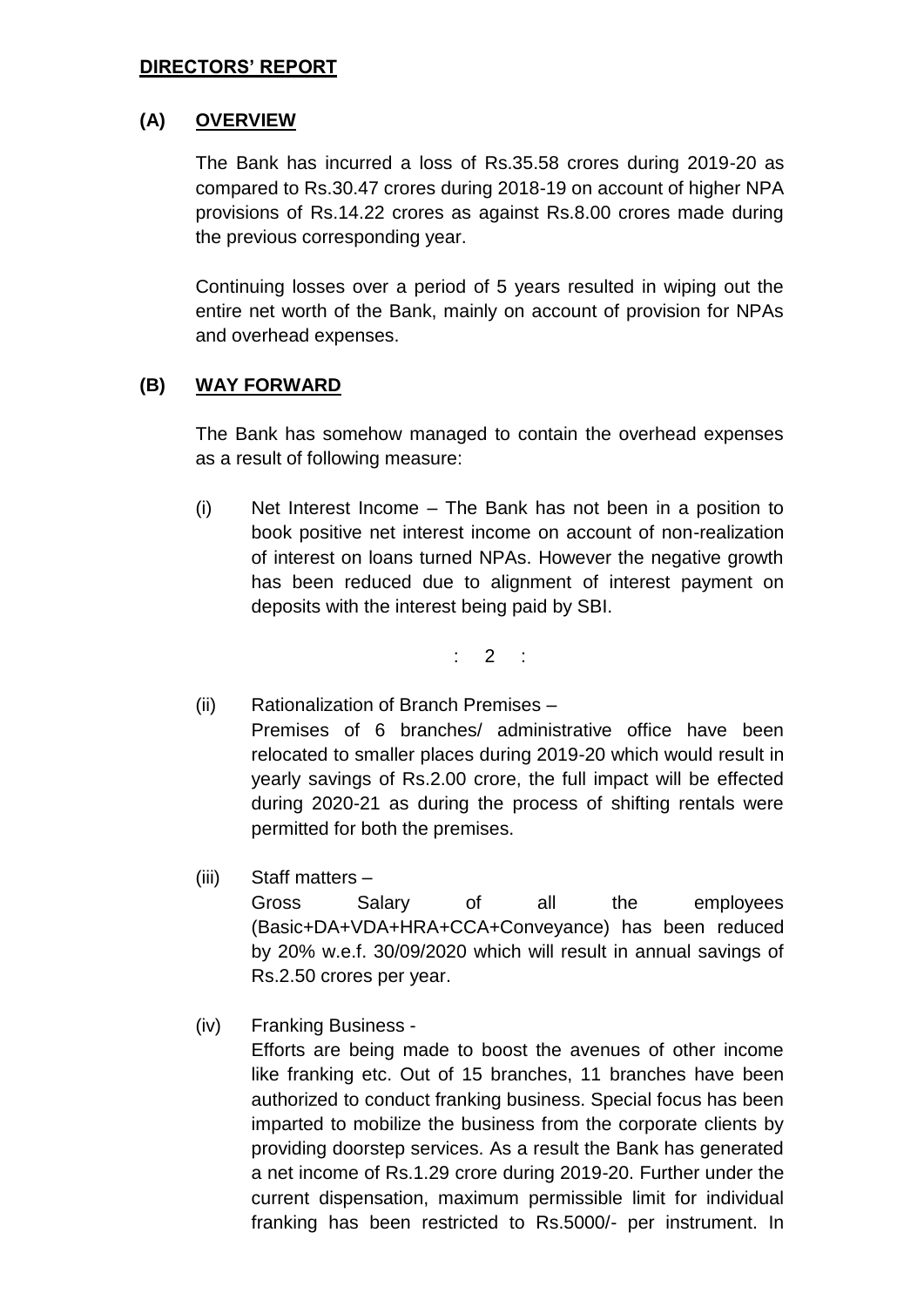## DIRECTORS' REPORT

### (A) OVERVIEW

The Bank has incurred a loss of Rs.35.58 crores during 2019-20 as compared to Rs.30.47 crores during 2018-19 on account of higher NPA provisions of Rs.14.22 crores as against Rs.8.00 crores made during the previous corresponding year.

Continuing losses over a period of 5 years resulted in wiping out the entire net worth of the Bank, mainly on account of provision for NPAs and overhead expenses.

### (B) WAY FORWARD

The Bank has somehow managed to contain the overhead expenses as a result of following measure:

(i) Net Interest Income – The Bank has not been in a position to book positive net interest income on account of non-realization of interest on loans turned NPAs. However the negative growth has been reduced due to alignment of interest payment on deposits with the interest being paid by SBI.

(ii) Rationalization of Branch Premises –
Premises of 6 branches/ administrative office have been relocated to smaller places during 2019-20 which would result in yearly savings of Rs.2.00 crore, the full impact will be effected during 2020-21 as during the process of shifting rentals were permitted for both the premises.

(iii) Staff matters –
Gross Salary of all the employees (Basic+DA+VDA+HRA+CCA+Conveyance) has been reduced by 20% w.e.f. 30/09/2020 which will result in annual savings of Rs.2.50 crores per year.

(iv) Franking Business -
Efforts are being made to boost the avenues of other income like franking etc. Out of 15 branches, 11 branches have been authorized to conduct franking business. Special focus has been imparted to mobilize the business from the corporate clients by providing doorstep services. As a result the Bank has generated a net income of Rs.1.29 crore during 2019-20. Further under the current dispensation, maximum permissible limit for individual franking has been restricted to Rs.5000/- per instrument. In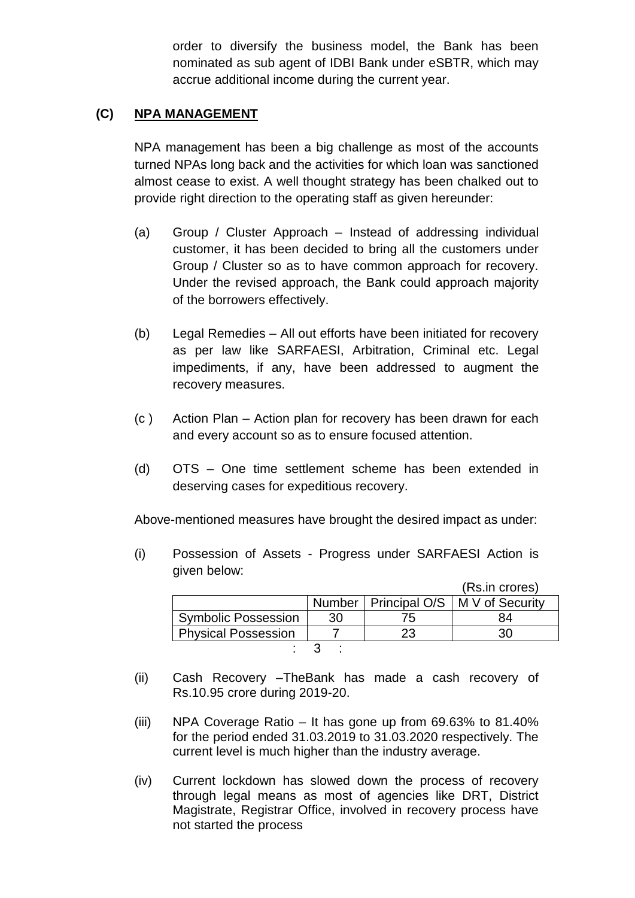order to diversify the business model, the Bank has been nominated as sub agent of IDBI Bank under eSBTR, which may accrue additional income during the current year.

## (C) NPA MANAGEMENT

NPA management has been a big challenge as most of the accounts turned NPAs long back and the activities for which loan was sanctioned almost cease to exist. A well thought strategy has been chalked out to provide right direction to the operating staff as given hereunder:

(a) Group / Cluster Approach – Instead of addressing individual customer, it has been decided to bring all the customers under Group / Cluster so as to have common approach for recovery. Under the revised approach, the Bank could approach majority of the borrowers effectively.

(b) Legal Remedies – All out efforts have been initiated for recovery as per law like SARFAESI, Arbitration, Criminal etc. Legal impediments, if any, have been addressed to augment the recovery measures.

(c ) Action Plan – Action plan for recovery has been drawn for each and every account so as to ensure focused attention.

(d) OTS – One time settlement scheme has been extended in deserving cases for expeditious recovery.

Above-mentioned measures have brought the desired impact as under:

(i) Possession of Assets - Progress under SARFAESI Action is given below:

(Rs.in crores)

| | Number | Principal O/S | M V of Security |
|---|---|---|---|
| Symbolic Possession | 30 | 75 | 84 |
| Physical Possession | 7 | 23 | 30 |

(ii) Cash Recovery –TheBank has made a cash recovery of Rs.10.95 crore during 2019-20.

(iii) NPA Coverage Ratio – It has gone up from 69.63% to 81.40% for the period ended 31.03.2019 to 31.03.2020 respectively. The current level is much higher than the industry average.

(iv) Current lockdown has slowed down the process of recovery through legal means as most of agencies like DRT, District Magistrate, Registrar Office, involved in recovery process have not started the process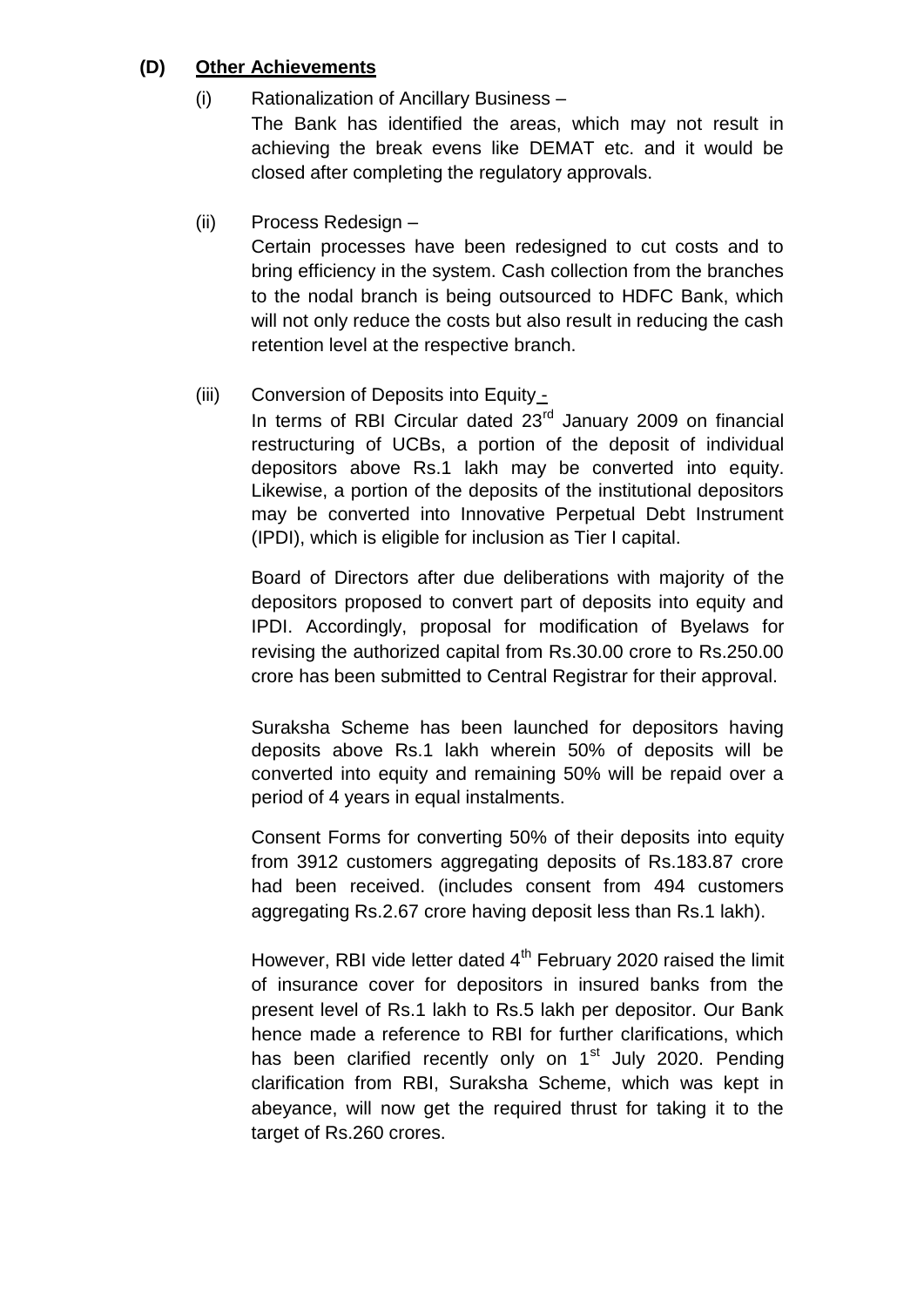## (D) Other Achievements

(i) Rationalization of Ancillary Business –

The Bank has identified the areas, which may not result in achieving the break evens like DEMAT etc. and it would be closed after completing the regulatory approvals.

(ii) Process Redesign –

Certain processes have been redesigned to cut costs and to bring efficiency in the system. Cash collection from the branches to the nodal branch is being outsourced to HDFC Bank, which will not only reduce the costs but also result in reducing the cash retention level at the respective branch.

(iii) Conversion of Deposits into Equity -

In terms of RBI Circular dated 23rd January 2009 on financial restructuring of UCBs, a portion of the deposit of individual depositors above Rs.1 lakh may be converted into equity. Likewise, a portion of the deposits of the institutional depositors may be converted into Innovative Perpetual Debt Instrument (IPDI), which is eligible for inclusion as Tier I capital.

Board of Directors after due deliberations with majority of the depositors proposed to convert part of deposits into equity and IPDI. Accordingly, proposal for modification of Byelaws for revising the authorized capital from Rs.30.00 crore to Rs.250.00 crore has been submitted to Central Registrar for their approval.

Suraksha Scheme has been launched for depositors having deposits above Rs.1 lakh wherein 50% of deposits will be converted into equity and remaining 50% will be repaid over a period of 4 years in equal instalments.

Consent Forms for converting 50% of their deposits into equity from 3912 customers aggregating deposits of Rs.183.87 crore had been received. (includes consent from 494 customers aggregating Rs.2.67 crore having deposit less than Rs.1 lakh).

However, RBI vide letter dated 4th February 2020 raised the limit of insurance cover for depositors in insured banks from the present level of Rs.1 lakh to Rs.5 lakh per depositor. Our Bank hence made a reference to RBI for further clarifications, which has been clarified recently only on 1st July 2020. Pending clarification from RBI, Suraksha Scheme, which was kept in abeyance, will now get the required thrust for taking it to the target of Rs.260 crores.